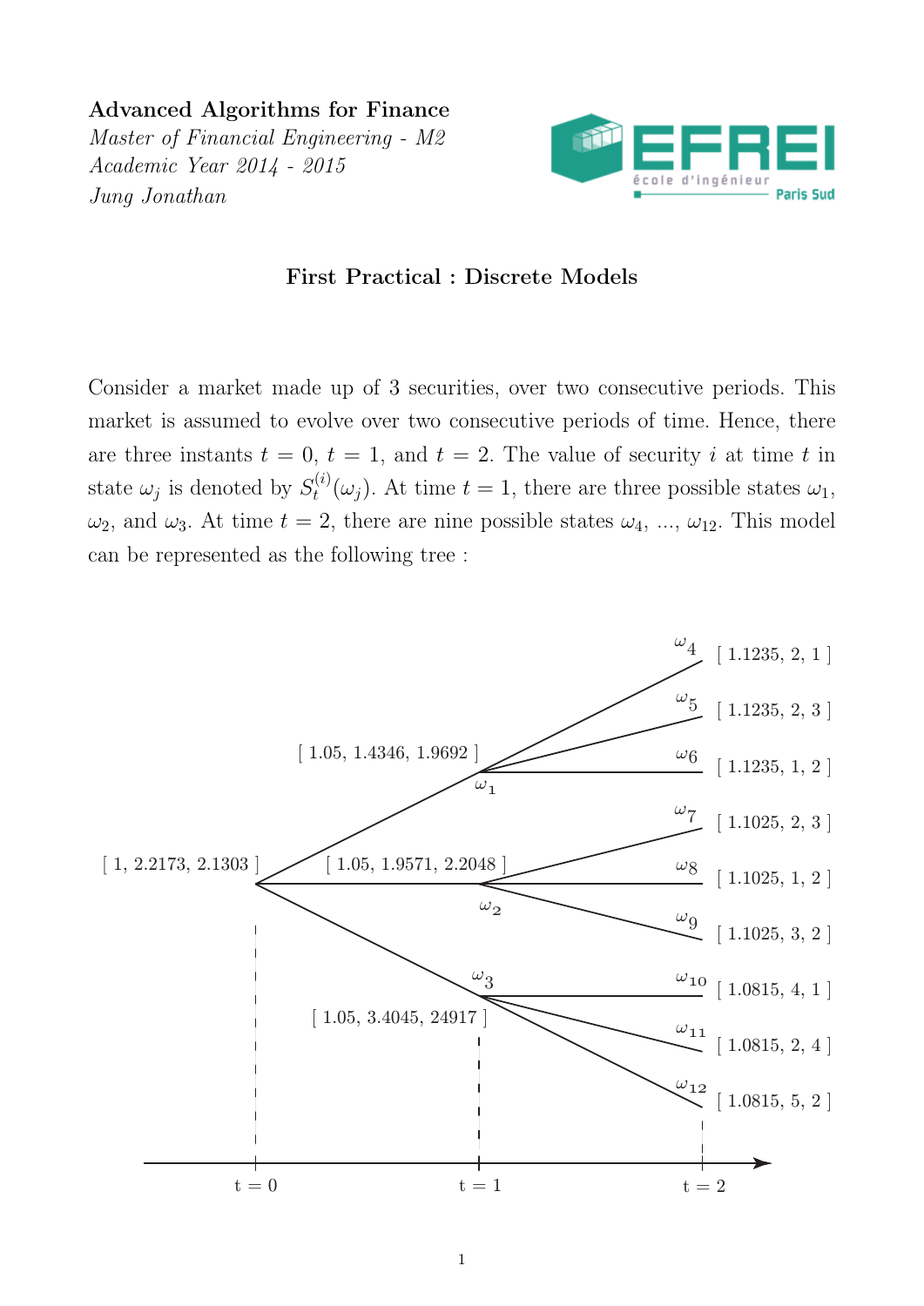**Advanced Algorithms for Finance**

*Master of Financial Engineering - M2*

*Academic Year 2014 - 2015*

*Jung Jonathan*

## First Practical : Discrete Models

Consider a market made up of 3 securities, over two consecutive periods. This market is assumed to evolve over two consecutive periods of time. Hence, there are three instants $t = 0$, $t = 1$, and $t = 2$. The value of security $i$ at time $t$ in state $\omega_j$ is denoted by $S_t^{(i)}(\omega_j)$. At time $t = 1$, there are three possible states $\omega_1$, $\omega_2$, and $\omega_3$. At time $t = 2$, there are nine possible states $\omega_4$, ..., $\omega_{12}$. This model can be represented as the following tree :

[ 1, 2.2173, 2.1303 ] (t = 0)

- $\omega_1$ : [ 1.05, 1.4346, 1.9692 ] (t = 1)
  - $\omega_4$ : [ 1.1235, 2, 1 ]
  - $\omega_5$ : [ 1.1235, 2, 3 ]
  - $\omega_6$ : [ 1.1235, 1, 2 ]
- $\omega_2$ : [ 1.05, 1.9571, 2.2048 ] (t = 1)
  - $\omega_7$ : [ 1.1025, 2, 3 ]
  - $\omega_8$ : [ 1.1025, 1, 2 ]
  - $\omega_9$ : [ 1.1025, 3, 2 ]
- $\omega_3$ : [ 1.05, 3.4045, 24917 ] (t = 1)
  - $\omega_{10}$ : [ 1.0815, 4, 1 ]
  - $\omega_{11}$ : [ 1.0815, 2, 4 ]
  - $\omega_{12}$ : [ 1.0815, 5, 2 ]

t = 0 &nbsp;&nbsp;&nbsp; t = 1 &nbsp;&nbsp;&nbsp; t = 2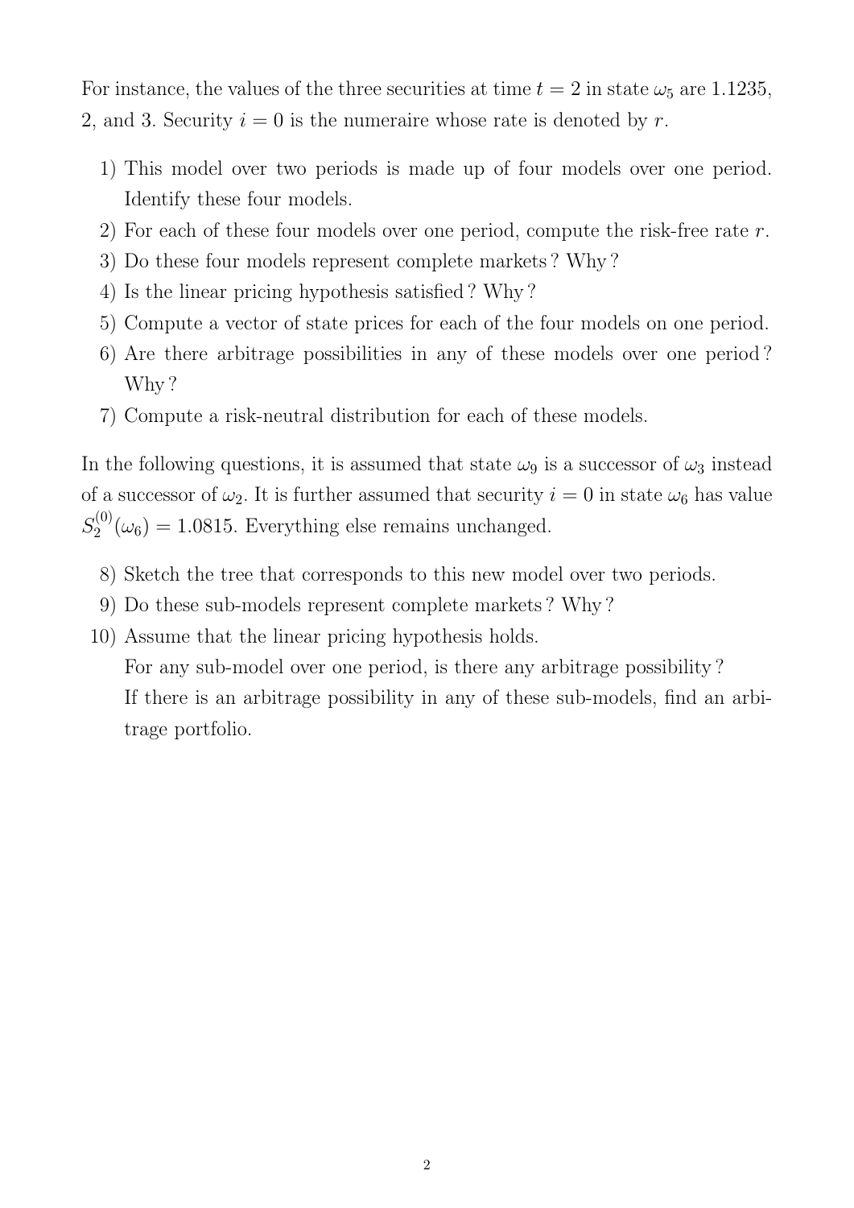For instance, the values of the three securities at time $t = 2$ in state $\omega_5$ are 1.1235, 2, and 3. Security $i = 0$ is the numeraire whose rate is denoted by $r$.

1) This model over two periods is made up of four models over one period. Identify these four models.
2) For each of these four models over one period, compute the risk-free rate $r$.
3) Do these four models represent complete markets ? Why ?
4) Is the linear pricing hypothesis satisfied ? Why ?
5) Compute a vector of state prices for each of the four models on one period.
6) Are there arbitrage possibilities in any of these models over one period ? Why ?
7) Compute a risk-neutral distribution for each of these models.

In the following questions, it is assumed that state $\omega_9$ is a successor of $\omega_3$ instead of a successor of $\omega_2$. It is further assumed that security $i = 0$ in state $\omega_6$ has value $S_2^{(0)}(\omega_6) = 1.0815$. Everything else remains unchanged.

8) Sketch the tree that corresponds to this new model over two periods.
9) Do these sub-models represent complete markets ? Why ?
10) Assume that the linear pricing hypothesis holds.
    For any sub-model over one period, is there any arbitrage possibility ?
    If there is an arbitrage possibility in any of these sub-models, find an arbitrage portfolio.